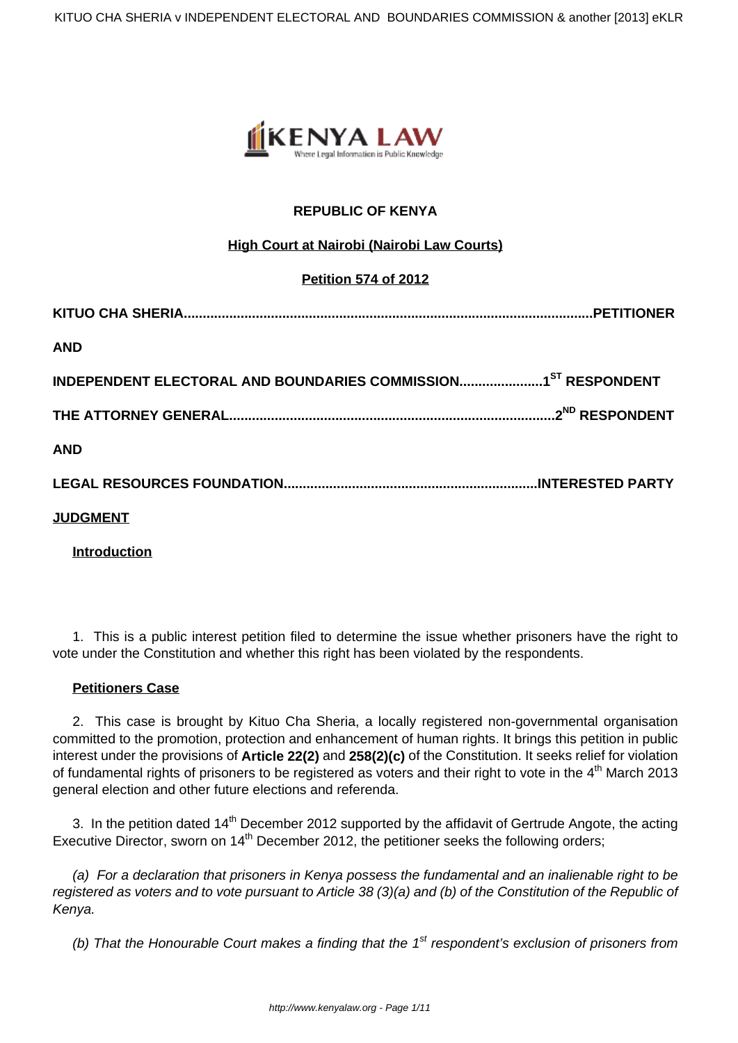**REPUBLIC OF KENYA**

**High Court at Nairobi (Nairobi Law Courts)**

**Petition 574 of 2012**

**KITUO CHA SHERIA..........................................................................................................PETITIONER**

**AND**

**INDEPENDENT ELECTORAL AND BOUNDARIES COMMISSION......................1ST RESPONDENT**

**THE ATTORNEY GENERAL.....................................................................................2ND RESPONDENT**

**AND**

**LEGAL RESOURCES FOUNDATION..................................................................INTERESTED PARTY**

## JUDGMENT

### Introduction

1. This is a public interest petition filed to determine the issue whether prisoners have the right to vote under the Constitution and whether this right has been violated by the respondents.

### Petitioners Case

2. This case is brought by Kituo Cha Sheria, a locally registered non-governmental organisation committed to the promotion, protection and enhancement of human rights. It brings this petition in public interest under the provisions of **Article 22(2)** and **258(2)(c)** of the Constitution. It seeks relief for violation of fundamental rights of prisoners to be registered as voters and their right to vote in the 4th March 2013 general election and other future elections and referenda.

3. In the petition dated 14th December 2012 supported by the affidavit of Gertrude Angote, the acting Executive Director, sworn on 14th December 2012, the petitioner seeks the following orders;

*(a) For a declaration that prisoners in Kenya possess the fundamental and an inalienable right to be registered as voters and to vote pursuant to Article 38 (3)(a) and (b) of the Constitution of the Republic of Kenya.*

*(b) That the Honourable Court makes a finding that the 1st respondent's exclusion of prisoners from*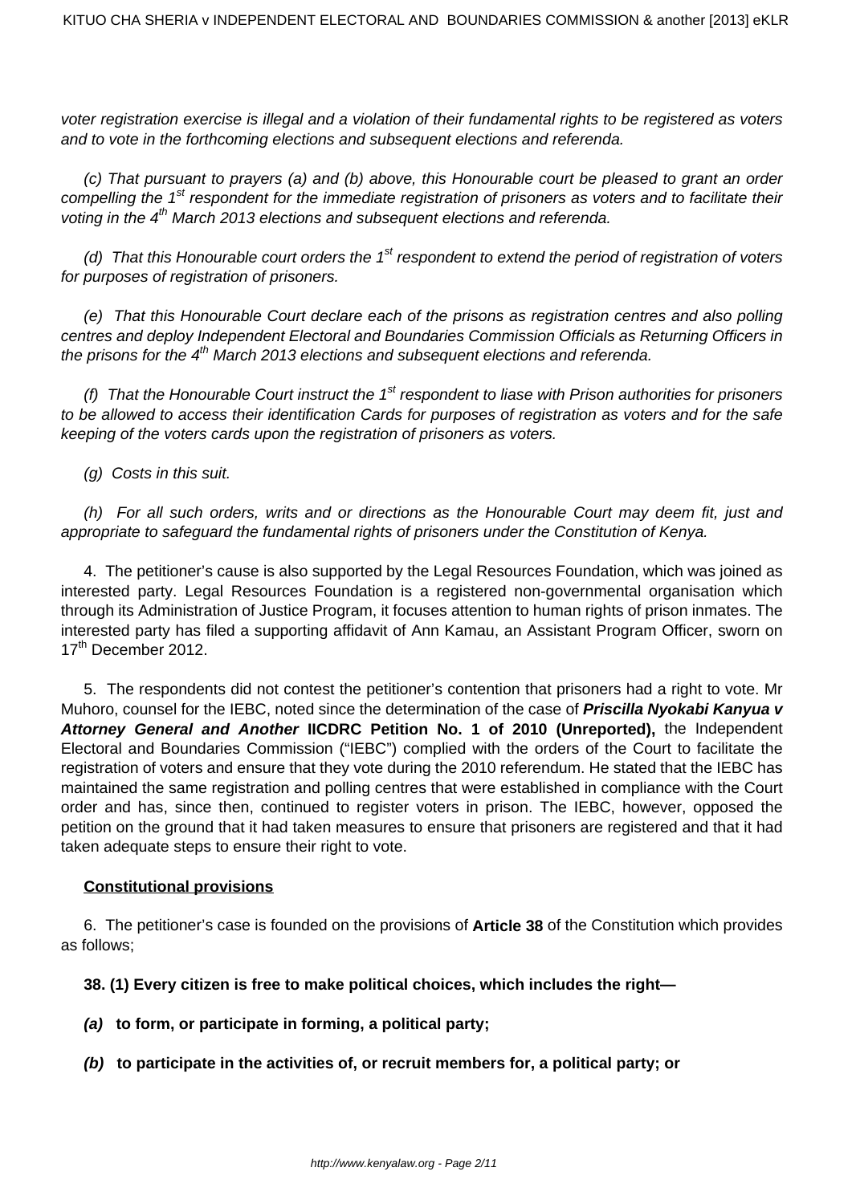*voter registration exercise is illegal and a violation of their fundamental rights to be registered as voters and to vote in the forthcoming elections and subsequent elections and referenda.*

*(c) That pursuant to prayers (a) and (b) above, this Honourable court be pleased to grant an order compelling the 1st respondent for the immediate registration of prisoners as voters and to facilitate their voting in the 4th March 2013 elections and subsequent elections and referenda.*

*(d) That this Honourable court orders the 1st respondent to extend the period of registration of voters for purposes of registration of prisoners.*

*(e) That this Honourable Court declare each of the prisons as registration centres and also polling centres and deploy Independent Electoral and Boundaries Commission Officials as Returning Officers in the prisons for the 4th March 2013 elections and subsequent elections and referenda.*

*(f) That the Honourable Court instruct the 1st respondent to liase with Prison authorities for prisoners to be allowed to access their identification Cards for purposes of registration as voters and for the safe keeping of the voters cards upon the registration of prisoners as voters.*

*(g) Costs in this suit.*

*(h) For all such orders, writs and or directions as the Honourable Court may deem fit, just and appropriate to safeguard the fundamental rights of prisoners under the Constitution of Kenya.*

4. The petitioner's cause is also supported by the Legal Resources Foundation, which was joined as interested party. Legal Resources Foundation is a registered non-governmental organisation which through its Administration of Justice Program, it focuses attention to human rights of prison inmates. The interested party has filed a supporting affidavit of Ann Kamau, an Assistant Program Officer, sworn on 17th December 2012.

5. The respondents did not contest the petitioner's contention that prisoners had a right to vote. Mr Muhoro, counsel for the IEBC, noted since the determination of the case of ***Priscilla Nyokabi Kanyua v Attorney General and Another*** **IICDRC Petition No. 1 of 2010 (Unreported),** the Independent Electoral and Boundaries Commission ("IEBC") complied with the orders of the Court to facilitate the registration of voters and ensure that they vote during the 2010 referendum. He stated that the IEBC has maintained the same registration and polling centres that were established in compliance with the Court order and has, since then, continued to register voters in prison. The IEBC, however, opposed the petition on the ground that it had taken measures to ensure that prisoners are registered and that it had taken adequate steps to ensure their right to vote.

**Constitutional provisions**

6. The petitioner's case is founded on the provisions of **Article 38** of the Constitution which provides as follows;

**38. (1) Every citizen is free to make political choices, which includes the right—**

***(a)*** **to form, or participate in forming, a political party;**

***(b)*** **to participate in the activities of, or recruit members for, a political party; or**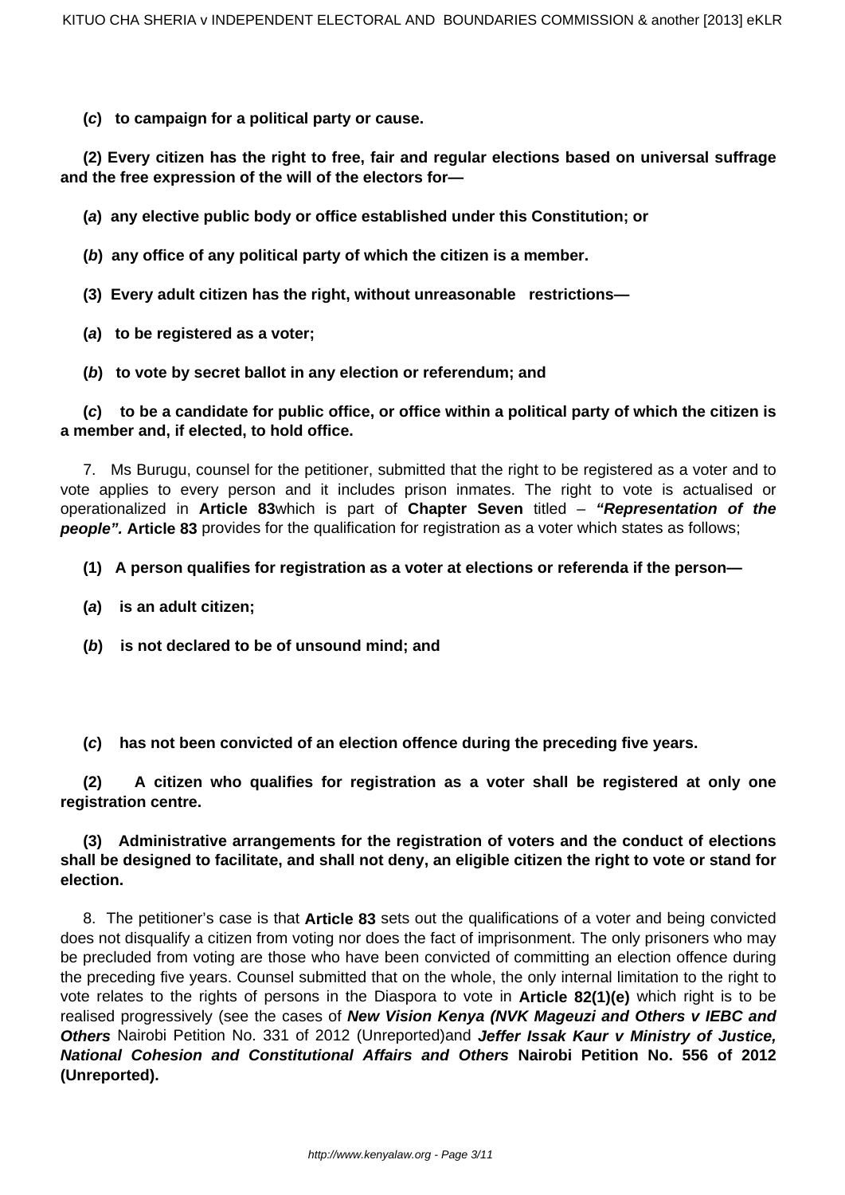**(*c*) to campaign for a political party or cause.**

**(2) Every citizen has the right to free, fair and regular elections based on universal suffrage and the free expression of the will of the electors for—**

**(*a*) any elective public body or office established under this Constitution; or**

**(*b*) any office of any political party of which the citizen is a member.**

**(3) Every adult citizen has the right, without unreasonable restrictions—**

**(*a*) to be registered as a voter;**

**(*b*) to vote by secret ballot in any election or referendum; and**

**(*c*) to be a candidate for public office, or office within a political party of which the citizen is a member and, if elected, to hold office.**

7. Ms Burugu, counsel for the petitioner, submitted that the right to be registered as a voter and to vote applies to every person and it includes prison inmates. The right to vote is actualised or operationalized in **Article 83**which is part of **Chapter Seven** titled – ***"Representation of the people".*** **Article 83** provides for the qualification for registration as a voter which states as follows;

**(1) A person qualifies for registration as a voter at elections or referenda if the person—**

**(*a*) is an adult citizen;**

**(*b*) is not declared to be of unsound mind; and**

**(*c*) has not been convicted of an election offence during the preceding five years.**

**(2) A citizen who qualifies for registration as a voter shall be registered at only one registration centre.**

**(3) Administrative arrangements for the registration of voters and the conduct of elections shall be designed to facilitate, and shall not deny, an eligible citizen the right to vote or stand for election.**

8. The petitioner's case is that **Article 83** sets out the qualifications of a voter and being convicted does not disqualify a citizen from voting nor does the fact of imprisonment. The only prisoners who may be precluded from voting are those who have been convicted of committing an election offence during the preceding five years. Counsel submitted that on the whole, the only internal limitation to the right to vote relates to the rights of persons in the Diaspora to vote in **Article 82(1)(e)** which right is to be realised progressively (see the cases of ***New Vision Kenya (NVK Mageuzi and Others v IEBC and Others*** Nairobi Petition No. 331 of 2012 (Unreported)and ***Jeffer Issak Kaur v Ministry of Justice, National Cohesion and Constitutional Affairs and Others*** **Nairobi Petition No. 556 of 2012 (Unreported).**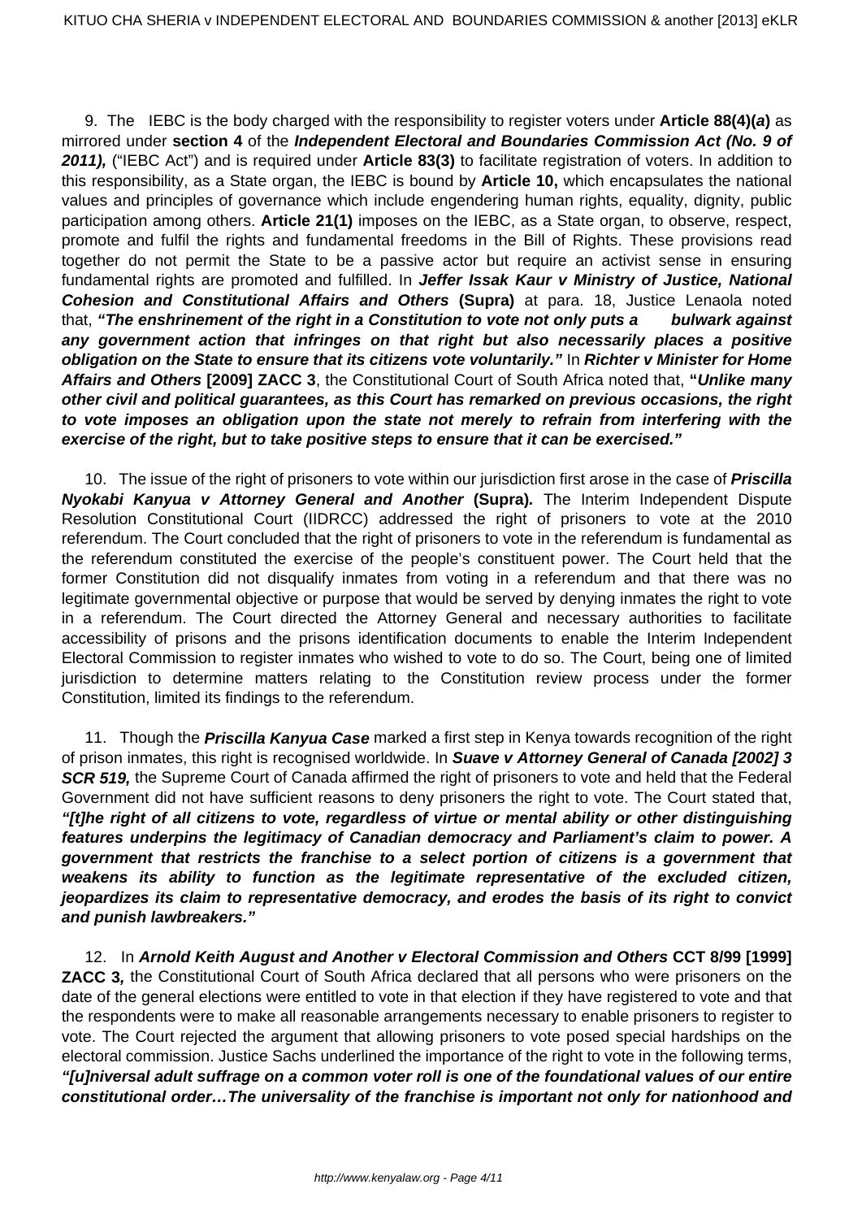9. The IEBC is the body charged with the responsibility to register voters under **Article 88(4)(*a*)** as mirrored under **section 4** of the ***Independent Electoral and Boundaries Commission Act (No. 9 of 2011),*** ("IEBC Act") and is required under **Article 83(3)** to facilitate registration of voters. In addition to this responsibility, as a State organ, the IEBC is bound by **Article 10,** which encapsulates the national values and principles of governance which include engendering human rights, equality, dignity, public participation among others. **Article 21(1)** imposes on the IEBC, as a State organ, to observe, respect, promote and fulfil the rights and fundamental freedoms in the Bill of Rights. These provisions read together do not permit the State to be a passive actor but require an activist sense in ensuring fundamental rights are promoted and fulfilled. In ***Jeffer Issak Kaur v Ministry of Justice, National Cohesion and Constitutional Affairs and Others*** **(Supra)** at para. 18, Justice Lenaola noted that, ***"The enshrinement of the right in a Constitution to vote not only puts a bulwark against any government action that infringes on that right but also necessarily places a positive obligation on the State to ensure that its citizens vote voluntarily."*** In **Richter v Minister for Home Affairs and Others [2009] ZACC 3**, the Constitutional Court of South Africa noted that, **"*Unlike many other civil and political guarantees, as this Court has remarked on previous occasions, the right to vote imposes an obligation upon the state not merely to refrain from interfering with the exercise of the right, but to take positive steps to ensure that it can be exercised."***

10. The issue of the right of prisoners to vote within our jurisdiction first arose in the case of ***Priscilla Nyokabi Kanyua v Attorney General and Another*** **(Supra)*.*** The Interim Independent Dispute Resolution Constitutional Court (IIDRCC) addressed the right of prisoners to vote at the 2010 referendum. The Court concluded that the right of prisoners to vote in the referendum is fundamental as the referendum constituted the exercise of the people's constituent power. The Court held that the former Constitution did not disqualify inmates from voting in a referendum and that there was no legitimate governmental objective or purpose that would be served by denying inmates the right to vote in a referendum. The Court directed the Attorney General and necessary authorities to facilitate accessibility of prisons and the prisons identification documents to enable the Interim Independent Electoral Commission to register inmates who wished to vote to do so. The Court, being one of limited jurisdiction to determine matters relating to the Constitution review process under the former Constitution, limited its findings to the referendum.

11. Though the ***Priscilla Kanyua Case*** marked a first step in Kenya towards recognition of the right of prison inmates, this right is recognised worldwide. In ***Suave v Attorney General of Canada [2002] 3 SCR 519,*** the Supreme Court of Canada affirmed the right of prisoners to vote and held that the Federal Government did not have sufficient reasons to deny prisoners the right to vote. The Court stated that, ***"[t]he right of all citizens to vote, regardless of virtue or mental ability or other distinguishing features underpins the legitimacy of Canadian democracy and Parliament's claim to power. A government that restricts the franchise to a select portion of citizens is a government that weakens its ability to function as the legitimate representative of the excluded citizen, jeopardizes its claim to representative democracy, and erodes the basis of its right to convict and punish lawbreakers."***

12. In ***Arnold Keith August and Another v Electoral Commission and Others*** **CCT 8/99 [1999] ZACC 3*,*** the Constitutional Court of South Africa declared that all persons who were prisoners on the date of the general elections were entitled to vote in that election if they have registered to vote and that the respondents were to make all reasonable arrangements necessary to enable prisoners to register to vote. The Court rejected the argument that allowing prisoners to vote posed special hardships on the electoral commission. Justice Sachs underlined the importance of the right to vote in the following terms, ***"[u]niversal adult suffrage on a common voter roll is one of the foundational values of our entire constitutional order…The universality of the franchise is important not only for nationhood and***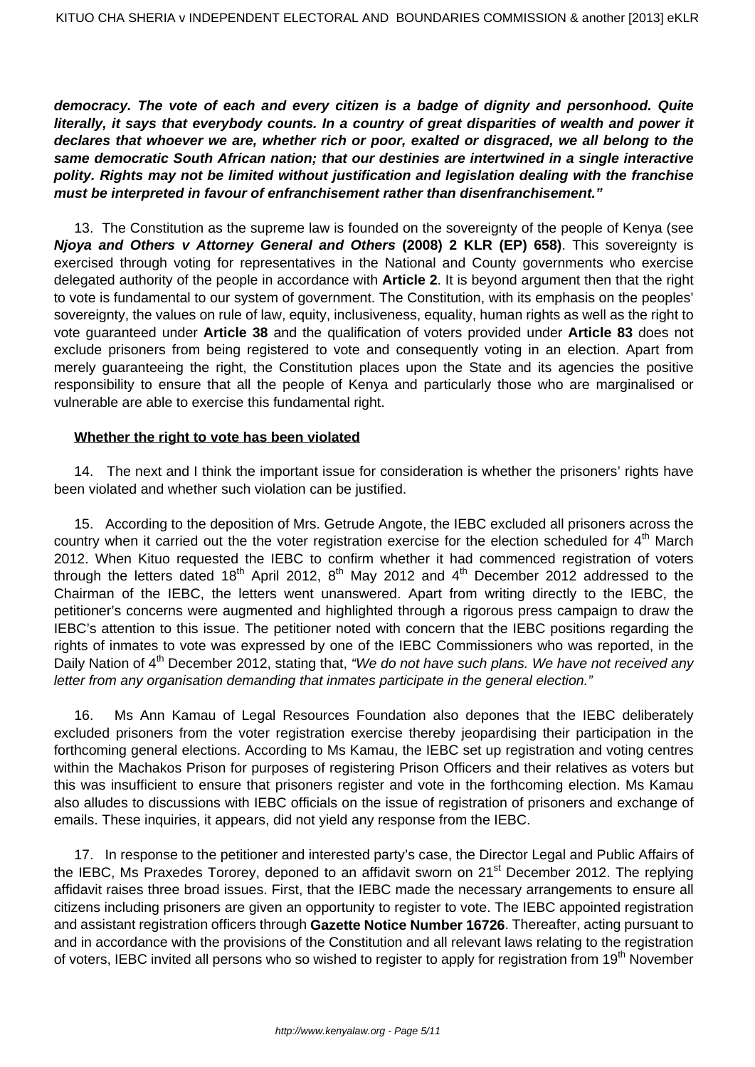***democracy. The vote of each and every citizen is a badge of dignity and personhood. Quite literally, it says that everybody counts. In a country of great disparities of wealth and power it declares that whoever we are, whether rich or poor, exalted or disgraced, we all belong to the same democratic South African nation; that our destinies are intertwined in a single interactive polity. Rights may not be limited without justification and legislation dealing with the franchise must be interpreted in favour of enfranchisement rather than disenfranchisement."***

13. The Constitution as the supreme law is founded on the sovereignty of the people of Kenya (see ***Njoya and Others v Attorney General and Others*** **(2008) 2 KLR (EP) 658)**. This sovereignty is exercised through voting for representatives in the National and County governments who exercise delegated authority of the people in accordance with **Article 2**. It is beyond argument then that the right to vote is fundamental to our system of government. The Constitution, with its emphasis on the peoples' sovereignty, the values on rule of law, equity, inclusiveness, equality, human rights as well as the right to vote guaranteed under **Article 38** and the qualification of voters provided under **Article 83** does not exclude prisoners from being registered to vote and consequently voting in an election. Apart from merely guaranteeing the right, the Constitution places upon the State and its agencies the positive responsibility to ensure that all the people of Kenya and particularly those who are marginalised or vulnerable are able to exercise this fundamental right.

**Whether the right to vote has been violated**

14. The next and I think the important issue for consideration is whether the prisoners' rights have been violated and whether such violation can be justified.

15. According to the deposition of Mrs. Getrude Angote, the IEBC excluded all prisoners across the country when it carried out the the voter registration exercise for the election scheduled for 4th March 2012. When Kituo requested the IEBC to confirm whether it had commenced registration of voters through the letters dated 18th April 2012, 8th May 2012 and 4th December 2012 addressed to the Chairman of the IEBC, the letters went unanswered. Apart from writing directly to the IEBC, the petitioner's concerns were augmented and highlighted through a rigorous press campaign to draw the IEBC's attention to this issue. The petitioner noted with concern that the IEBC positions regarding the rights of inmates to vote was expressed by one of the IEBC Commissioners who was reported, in the Daily Nation of 4th December 2012, stating that, *"We do not have such plans. We have not received any letter from any organisation demanding that inmates participate in the general election."*

16. Ms Ann Kamau of Legal Resources Foundation also depones that the IEBC deliberately excluded prisoners from the voter registration exercise thereby jeopardising their participation in the forthcoming general elections. According to Ms Kamau, the IEBC set up registration and voting centres within the Machakos Prison for purposes of registering Prison Officers and their relatives as voters but this was insufficient to ensure that prisoners register and vote in the forthcoming election. Ms Kamau also alludes to discussions with IEBC officials on the issue of registration of prisoners and exchange of emails. These inquiries, it appears, did not yield any response from the IEBC.

17. In response to the petitioner and interested party's case, the Director Legal and Public Affairs of the IEBC, Ms Praxedes Tororey, deponed to an affidavit sworn on 21st December 2012. The replying affidavit raises three broad issues. First, that the IEBC made the necessary arrangements to ensure all citizens including prisoners are given an opportunity to register to vote. The IEBC appointed registration and assistant registration officers through **Gazette Notice Number 16726**. Thereafter, acting pursuant to and in accordance with the provisions of the Constitution and all relevant laws relating to the registration of voters, IEBC invited all persons who so wished to register to apply for registration from 19th November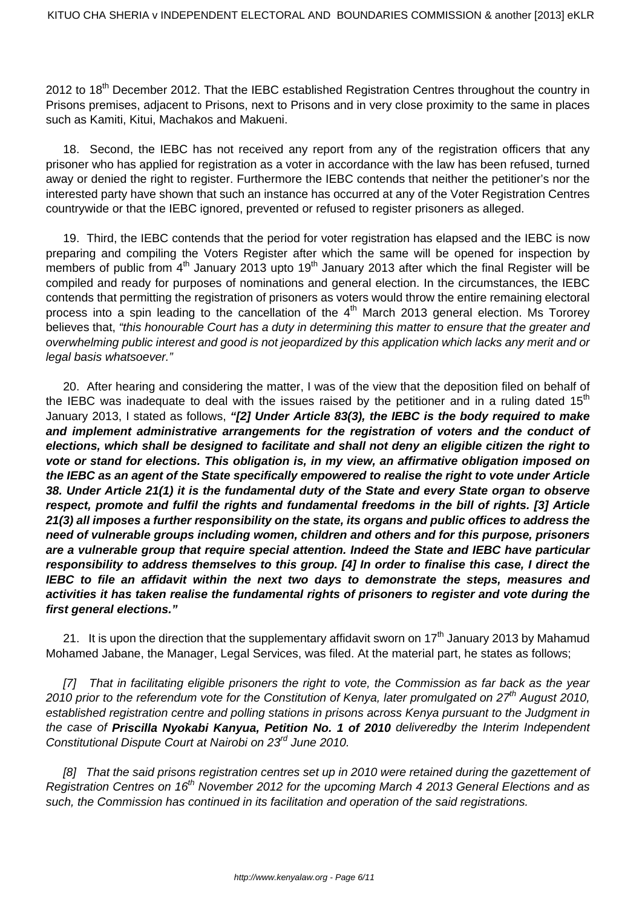2012 to 18th December 2012. That the IEBC established Registration Centres throughout the country in Prisons premises, adjacent to Prisons, next to Prisons and in very close proximity to the same in places such as Kamiti, Kitui, Machakos and Makueni.

18. Second, the IEBC has not received any report from any of the registration officers that any prisoner who has applied for registration as a voter in accordance with the law has been refused, turned away or denied the right to register. Furthermore the IEBC contends that neither the petitioner's nor the interested party have shown that such an instance has occurred at any of the Voter Registration Centres countrywide or that the IEBC ignored, prevented or refused to register prisoners as alleged.

19. Third, the IEBC contends that the period for voter registration has elapsed and the IEBC is now preparing and compiling the Voters Register after which the same will be opened for inspection by members of public from 4th January 2013 upto 19th January 2013 after which the final Register will be compiled and ready for purposes of nominations and general election. In the circumstances, the IEBC contends that permitting the registration of prisoners as voters would throw the entire remaining electoral process into a spin leading to the cancellation of the 4th March 2013 general election. Ms Tororey believes that, *"this honourable Court has a duty in determining this matter to ensure that the greater and overwhelming public interest and good is not jeopardized by this application which lacks any merit and or legal basis whatsoever."*

20. After hearing and considering the matter, I was of the view that the deposition filed on behalf of the IEBC was inadequate to deal with the issues raised by the petitioner and in a ruling dated 15th January 2013, I stated as follows, ***"[2] Under Article 83(3), the IEBC is the body required to make and implement administrative arrangements for the registration of voters and the conduct of elections, which shall be designed to facilitate and shall not deny an eligible citizen the right to vote or stand for elections. This obligation is, in my view, an affirmative obligation imposed on the IEBC as an agent of the State specifically empowered to realise the right to vote under Article 38. Under Article 21(1) it is the fundamental duty of the State and every State organ to observe respect, promote and fulfil the rights and fundamental freedoms in the bill of rights. [3] Article 21(3) all imposes a further responsibility on the state, its organs and public offices to address the need of vulnerable groups including women, children and others and for this purpose, prisoners are a vulnerable group that require special attention. Indeed the State and IEBC have particular responsibility to address themselves to this group. [4] In order to finalise this case, I direct the IEBC to file an affidavit within the next two days to demonstrate the steps, measures and activities it has taken realise the fundamental rights of prisoners to register and vote during the first general elections."***

21. It is upon the direction that the supplementary affidavit sworn on 17th January 2013 by Mahamud Mohamed Jabane, the Manager, Legal Services, was filed. At the material part, he states as follows;

*[7] That in facilitating eligible prisoners the right to vote, the Commission as far back as the year 2010 prior to the referendum vote for the Constitution of Kenya, later promulgated on 27th August 2010, established registration centre and polling stations in prisons across Kenya pursuant to the Judgment in the case of* ***Priscilla Nyokabi Kanyua, Petition No. 1 of 2010*** *deliveredby the Interim Independent Constitutional Dispute Court at Nairobi on 23rd June 2010.*

*[8] That the said prisons registration centres set up in 2010 were retained during the gazettement of Registration Centres on 16th November 2012 for the upcoming March 4 2013 General Elections and as such, the Commission has continued in its facilitation and operation of the said registrations.*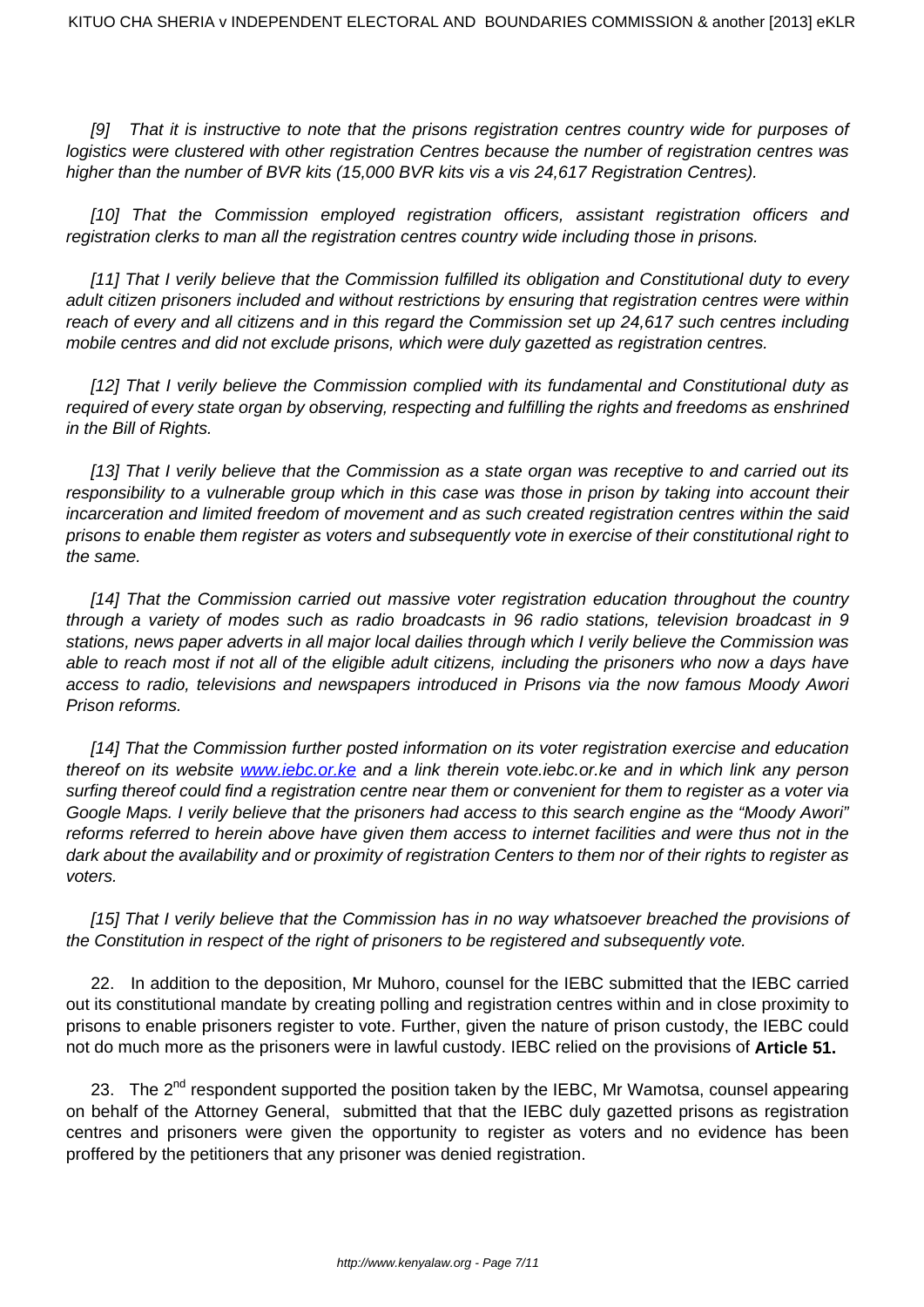*[9] That it is instructive to note that the prisons registration centres country wide for purposes of logistics were clustered with other registration Centres because the number of registration centres was higher than the number of BVR kits (15,000 BVR kits vis a vis 24,617 Registration Centres).*

*[10] That the Commission employed registration officers, assistant registration officers and registration clerks to man all the registration centres country wide including those in prisons.*

*[11] That I verily believe that the Commission fulfilled its obligation and Constitutional duty to every adult citizen prisoners included and without restrictions by ensuring that registration centres were within reach of every and all citizens and in this regard the Commission set up 24,617 such centres including mobile centres and did not exclude prisons, which were duly gazetted as registration centres.*

*[12] That I verily believe the Commission complied with its fundamental and Constitutional duty as required of every state organ by observing, respecting and fulfilling the rights and freedoms as enshrined in the Bill of Rights.*

*[13] That I verily believe that the Commission as a state organ was receptive to and carried out its responsibility to a vulnerable group which in this case was those in prison by taking into account their incarceration and limited freedom of movement and as such created registration centres within the said prisons to enable them register as voters and subsequently vote in exercise of their constitutional right to the same.*

*[14] That the Commission carried out massive voter registration education throughout the country through a variety of modes such as radio broadcasts in 96 radio stations, television broadcast in 9 stations, news paper adverts in all major local dailies through which I verily believe the Commission was able to reach most if not all of the eligible adult citizens, including the prisoners who now a days have access to radio, televisions and newspapers introduced in Prisons via the now famous Moody Awori Prison reforms.*

*[14] That the Commission further posted information on its voter registration exercise and education thereof on its website [www.iebc.or.ke](http://www.iebc.or.ke) and a link therein vote.iebc.or.ke and in which link any person surfing thereof could find a registration centre near them or convenient for them to register as a voter via Google Maps. I verily believe that the prisoners had access to this search engine as the "Moody Awori" reforms referred to herein above have given them access to internet facilities and were thus not in the dark about the availability and or proximity of registration Centers to them nor of their rights to register as voters.*

*[15] That I verily believe that the Commission has in no way whatsoever breached the provisions of the Constitution in respect of the right of prisoners to be registered and subsequently vote.*

22. In addition to the deposition, Mr Muhoro, counsel for the IEBC submitted that the IEBC carried out its constitutional mandate by creating polling and registration centres within and in close proximity to prisons to enable prisoners register to vote. Further, given the nature of prison custody, the IEBC could not do much more as the prisoners were in lawful custody. IEBC relied on the provisions of **Article 51.**

23. The 2nd respondent supported the position taken by the IEBC, Mr Wamotsa, counsel appearing on behalf of the Attorney General, submitted that that the IEBC duly gazetted prisons as registration centres and prisoners were given the opportunity to register as voters and no evidence has been proffered by the petitioners that any prisoner was denied registration.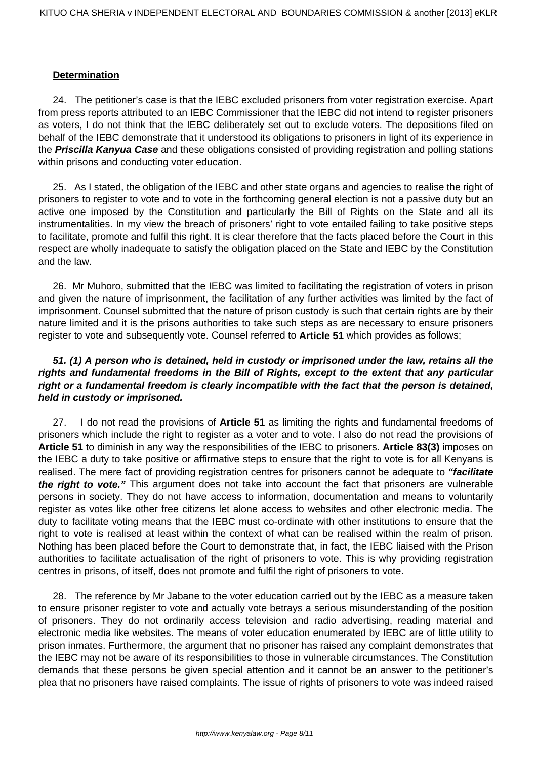**<u>Determination</u>**

24. The petitioner's case is that the IEBC excluded prisoners from voter registration exercise. Apart from press reports attributed to an IEBC Commissioner that the IEBC did not intend to register prisoners as voters, I do not think that the IEBC deliberately set out to exclude voters. The depositions filed on behalf of the IEBC demonstrate that it understood its obligations to prisoners in light of its experience in the ***Priscilla Kanyua Case*** and these obligations consisted of providing registration and polling stations within prisons and conducting voter education.

25. As I stated, the obligation of the IEBC and other state organs and agencies to realise the right of prisoners to register to vote and to vote in the forthcoming general election is not a passive duty but an active one imposed by the Constitution and particularly the Bill of Rights on the State and all its instrumentalities. In my view the breach of prisoners' right to vote entailed failing to take positive steps to facilitate, promote and fulfil this right. It is clear therefore that the facts placed before the Court in this respect are wholly inadequate to satisfy the obligation placed on the State and IEBC by the Constitution and the law.

26. Mr Muhoro, submitted that the IEBC was limited to facilitating the registration of voters in prison and given the nature of imprisonment, the facilitation of any further activities was limited by the fact of imprisonment. Counsel submitted that the nature of prison custody is such that certain rights are by their nature limited and it is the prisons authorities to take such steps as are necessary to ensure prisoners register to vote and subsequently vote. Counsel referred to **Article 51** which provides as follows;

> ***51. (1) A person who is detained, held in custody or imprisoned under the law, retains all the rights and fundamental freedoms in the Bill of Rights, except to the extent that any particular right or a fundamental freedom is clearly incompatible with the fact that the person is detained, held in custody or imprisoned.***

27. I do not read the provisions of **Article 51** as limiting the rights and fundamental freedoms of prisoners which include the right to register as a voter and to vote. I also do not read the provisions of **Article 51** to diminish in any way the responsibilities of the IEBC to prisoners. **Article 83(3)** imposes on the IEBC a duty to take positive or affirmative steps to ensure that the right to vote is for all Kenyans is realised. The mere fact of providing registration centres for prisoners cannot be adequate to ***"facilitate the right to vote."*** This argument does not take into account the fact that prisoners are vulnerable persons in society. They do not have access to information, documentation and means to voluntarily register as votes like other free citizens let alone access to websites and other electronic media. The duty to facilitate voting means that the IEBC must co-ordinate with other institutions to ensure that the right to vote is realised at least within the context of what can be realised within the realm of prison. Nothing has been placed before the Court to demonstrate that, in fact, the IEBC liaised with the Prison authorities to facilitate actualisation of the right of prisoners to vote. This is why providing registration centres in prisons, of itself, does not promote and fulfil the right of prisoners to vote.

28. The reference by Mr Jabane to the voter education carried out by the IEBC as a measure taken to ensure prisoner register to vote and actually vote betrays a serious misunderstanding of the position of prisoners. They do not ordinarily access television and radio advertising, reading material and electronic media like websites. The means of voter education enumerated by IEBC are of little utility to prison inmates. Furthermore, the argument that no prisoner has raised any complaint demonstrates that the IEBC may not be aware of its responsibilities to those in vulnerable circumstances. The Constitution demands that these persons be given special attention and it cannot be an answer to the petitioner's plea that no prisoners have raised complaints. The issue of rights of prisoners to vote was indeed raised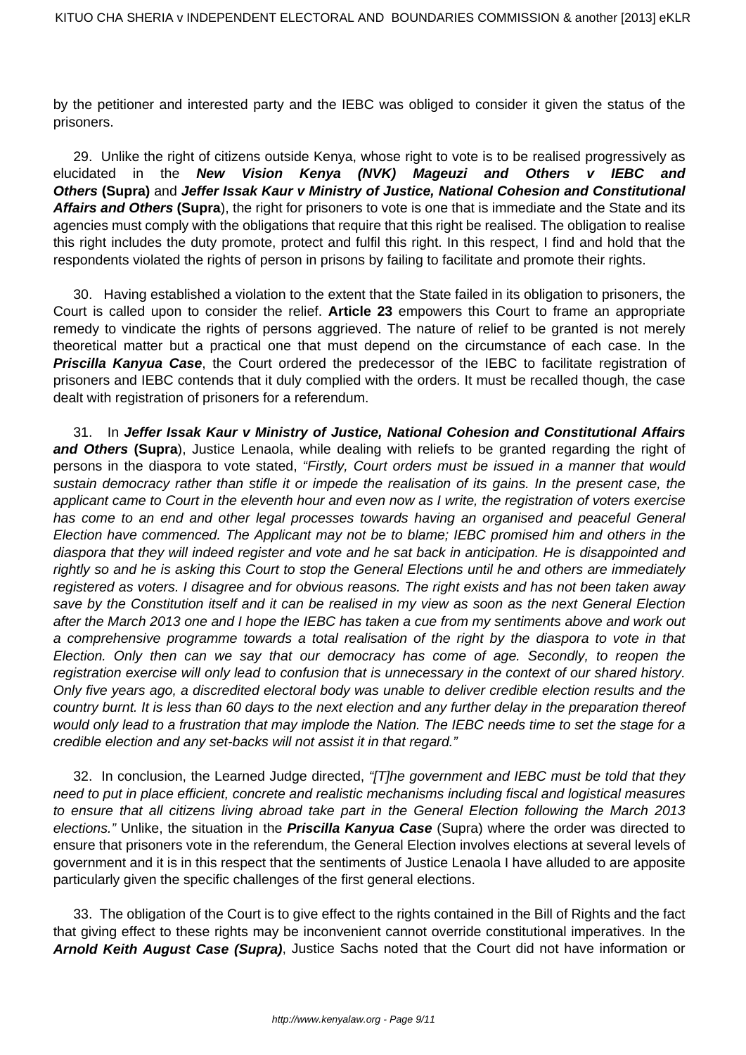by the petitioner and interested party and the IEBC was obliged to consider it given the status of the prisoners.

29. Unlike the right of citizens outside Kenya, whose right to vote is to be realised progressively as elucidated in the ***New Vision Kenya (NVK) Mageuzi and Others v IEBC and Others*** **(Supra)** and ***Jeffer Issak Kaur v Ministry of Justice, National Cohesion and Constitutional Affairs and Others*** **(Supra**), the right for prisoners to vote is one that is immediate and the State and its agencies must comply with the obligations that require that this right be realised. The obligation to realise this right includes the duty promote, protect and fulfil this right. In this respect, I find and hold that the respondents violated the rights of person in prisons by failing to facilitate and promote their rights.

30. Having established a violation to the extent that the State failed in its obligation to prisoners, the Court is called upon to consider the relief. **Article 23** empowers this Court to frame an appropriate remedy to vindicate the rights of persons aggrieved. The nature of relief to be granted is not merely theoretical matter but a practical one that must depend on the circumstance of each case. In the ***Priscilla Kanyua Case***, the Court ordered the predecessor of the IEBC to facilitate registration of prisoners and IEBC contends that it duly complied with the orders. It must be recalled though, the case dealt with registration of prisoners for a referendum.

31. In ***Jeffer Issak Kaur v Ministry of Justice, National Cohesion and Constitutional Affairs and Others*** **(Supra**), Justice Lenaola, while dealing with reliefs to be granted regarding the right of persons in the diaspora to vote stated, *"Firstly, Court orders must be issued in a manner that would sustain democracy rather than stifle it or impede the realisation of its gains. In the present case, the applicant came to Court in the eleventh hour and even now as I write, the registration of voters exercise has come to an end and other legal processes towards having an organised and peaceful General Election have commenced. The Applicant may not be to blame; IEBC promised him and others in the diaspora that they will indeed register and vote and he sat back in anticipation. He is disappointed and rightly so and he is asking this Court to stop the General Elections until he and others are immediately registered as voters. I disagree and for obvious reasons. The right exists and has not been taken away save by the Constitution itself and it can be realised in my view as soon as the next General Election after the March 2013 one and I hope the IEBC has taken a cue from my sentiments above and work out a comprehensive programme towards a total realisation of the right by the diaspora to vote in that Election. Only then can we say that our democracy has come of age. Secondly, to reopen the registration exercise will only lead to confusion that is unnecessary in the context of our shared history. Only five years ago, a discredited electoral body was unable to deliver credible election results and the country burnt. It is less than 60 days to the next election and any further delay in the preparation thereof would only lead to a frustration that may implode the Nation. The IEBC needs time to set the stage for a credible election and any set-backs will not assist it in that regard."*

32. In conclusion, the Learned Judge directed, *"[T]he government and IEBC must be told that they need to put in place efficient, concrete and realistic mechanisms including fiscal and logistical measures to ensure that all citizens living abroad take part in the General Election following the March 2013 elections."* Unlike, the situation in the ***Priscilla Kanyua Case*** (Supra) where the order was directed to ensure that prisoners vote in the referendum, the General Election involves elections at several levels of government and it is in this respect that the sentiments of Justice Lenaola I have alluded to are apposite particularly given the specific challenges of the first general elections.

33. The obligation of the Court is to give effect to the rights contained in the Bill of Rights and the fact that giving effect to these rights may be inconvenient cannot override constitutional imperatives. In the ***Arnold Keith August Case (Supra)***, Justice Sachs noted that the Court did not have information or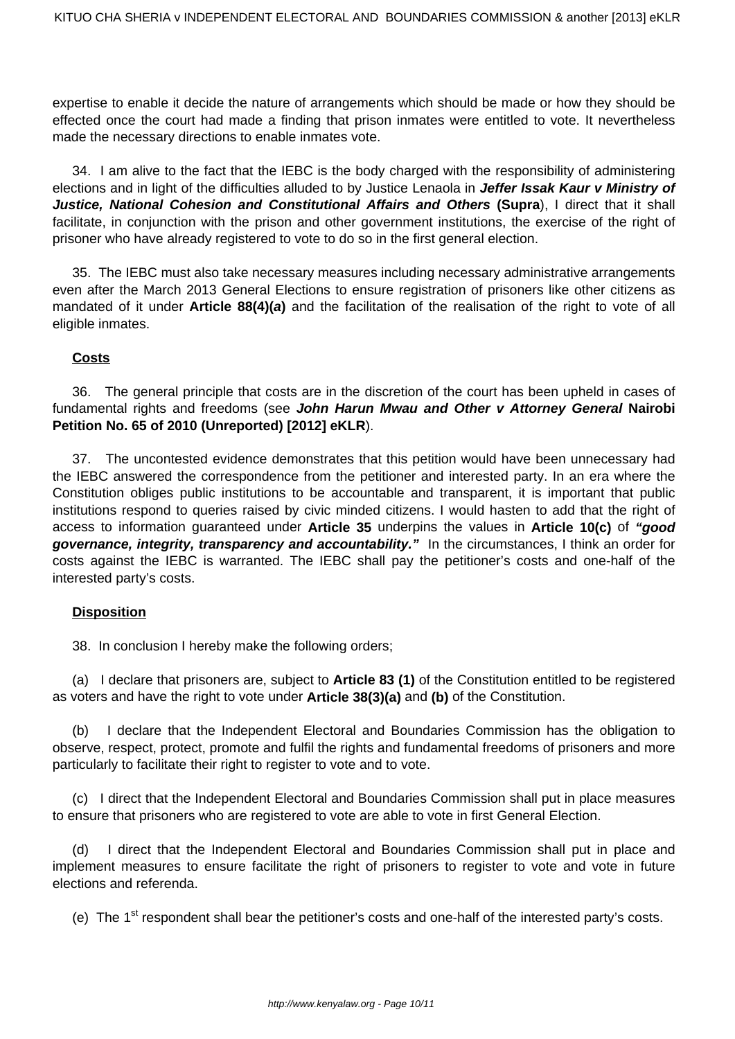expertise to enable it decide the nature of arrangements which should be made or how they should be effected once the court had made a finding that prison inmates were entitled to vote. It nevertheless made the necessary directions to enable inmates vote.

34. I am alive to the fact that the IEBC is the body charged with the responsibility of administering elections and in light of the difficulties alluded to by Justice Lenaola in ***Jeffer Issak Kaur v Ministry of Justice, National Cohesion and Constitutional Affairs and Others*** **(Supra**), I direct that it shall facilitate, in conjunction with the prison and other government institutions, the exercise of the right of prisoner who have already registered to vote to do so in the first general election.

35. The IEBC must also take necessary measures including necessary administrative arrangements even after the March 2013 General Elections to ensure registration of prisoners like other citizens as mandated of it under **Article 88(4)*(a)*** and the facilitation of the realisation of the right to vote of all eligible inmates.

**Costs**

36. The general principle that costs are in the discretion of the court has been upheld in cases of fundamental rights and freedoms (see ***John Harun Mwau and Other v Attorney General*** **Nairobi Petition No. 65 of 2010 (Unreported) [2012] eKLR**).

37. The uncontested evidence demonstrates that this petition would have been unnecessary had the IEBC answered the correspondence from the petitioner and interested party. In an era where the Constitution obliges public institutions to be accountable and transparent, it is important that public institutions respond to queries raised by civic minded citizens. I would hasten to add that the right of access to information guaranteed under **Article 35** underpins the values in **Article 10(c)** of ***"good governance, integrity, transparency and accountability."*** In the circumstances, I think an order for costs against the IEBC is warranted. The IEBC shall pay the petitioner's costs and one-half of the interested party's costs.

**Disposition**

38. In conclusion I hereby make the following orders;

(a) I declare that prisoners are, subject to **Article 83 (1)** of the Constitution entitled to be registered as voters and have the right to vote under **Article 38(3)(a)** and **(b)** of the Constitution.

(b) I declare that the Independent Electoral and Boundaries Commission has the obligation to observe, respect, protect, promote and fulfil the rights and fundamental freedoms of prisoners and more particularly to facilitate their right to register to vote and to vote.

(c) I direct that the Independent Electoral and Boundaries Commission shall put in place measures to ensure that prisoners who are registered to vote are able to vote in first General Election.

(d) I direct that the Independent Electoral and Boundaries Commission shall put in place and implement measures to ensure facilitate the right of prisoners to register to vote and vote in future elections and referenda.

(e) The 1st respondent shall bear the petitioner's costs and one-half of the interested party's costs.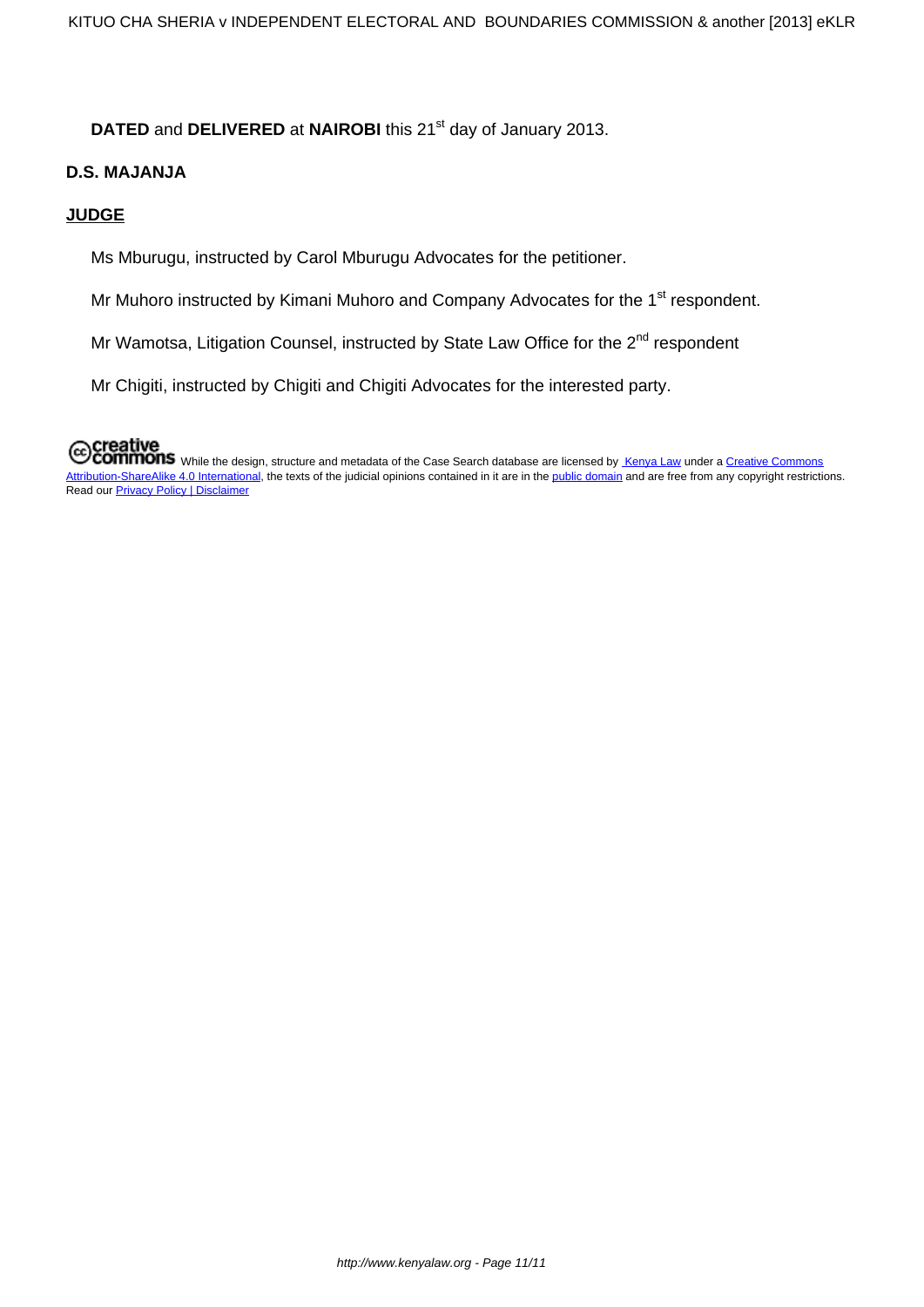**DATED** and **DELIVERED** at **NAIROBI** this 21st day of January 2013.

**D.S. MAJANJA**

**JUDGE**

Ms Mburugu, instructed by Carol Mburugu Advocates for the petitioner.

Mr Muhoro instructed by Kimani Muhoro and Company Advocates for the 1st respondent.

Mr Wamotsa, Litigation Counsel, instructed by State Law Office for the 2nd respondent

Mr Chigiti, instructed by Chigiti and Chigiti Advocates for the interested party.

While the design, structure and metadata of the Case Search database are licensed by Kenya Law under a Creative Commons Attribution-ShareAlike 4.0 International, the texts of the judicial opinions contained in it are in the public domain and are free from any copyright restrictions. Read our Privacy Policy | Disclaimer